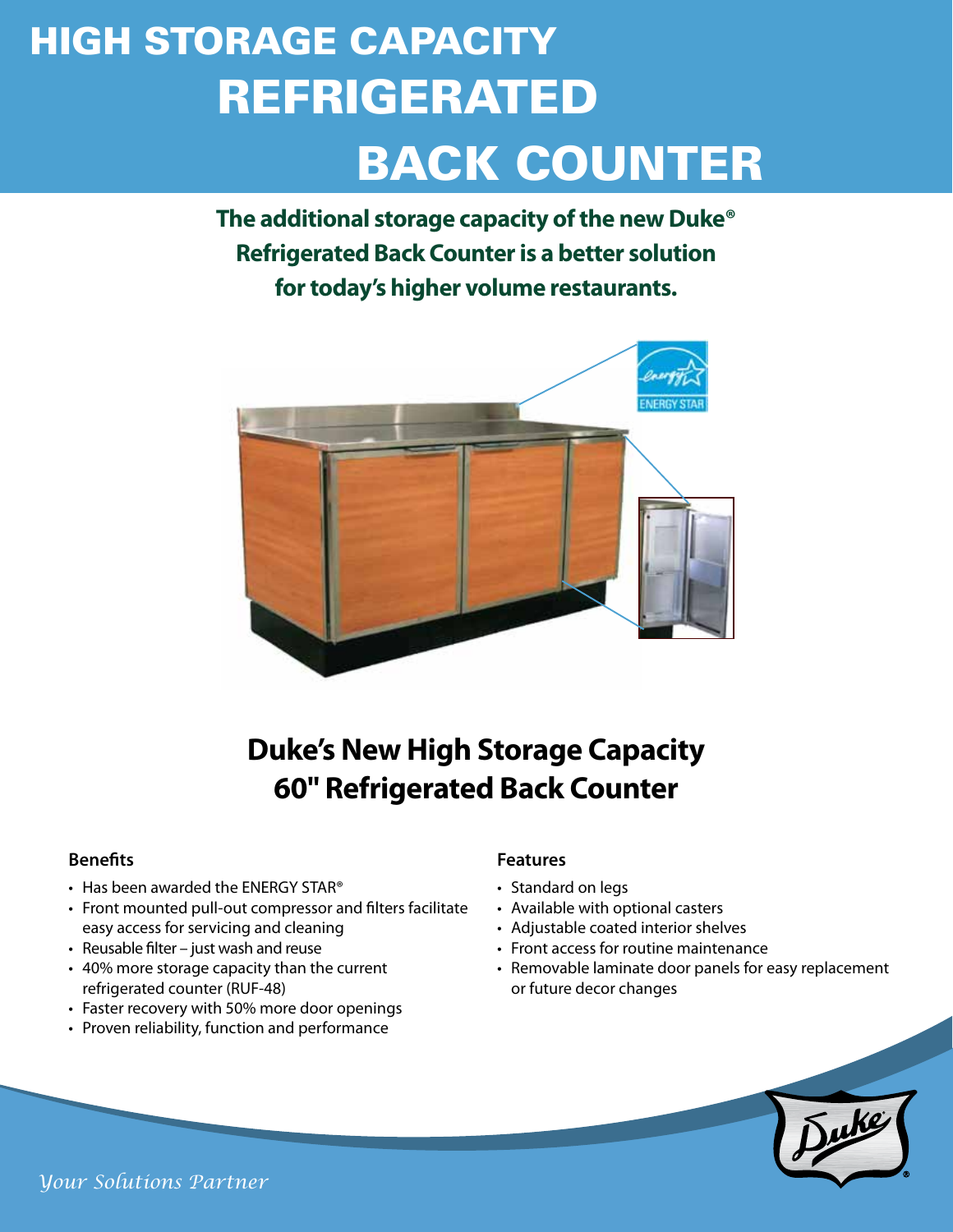# HIGH STORAGE CAPACITY REFRIGERATED BACK COUNTER

**The additional storage capacity of the new Duke® Refrigerated Back Counter is a better solution for today's higher volume restaurants.**

## Duke's New High Storage Capacity 60" Refrigerated Back Counter

### Benefits

- Has been awarded the ENERGY STAR®
- Front mounted pull-out compressor and filters facilitate easy access for servicing and cleaning
- Reusable filter – just wash and reuse
- 40% more storage capacity than the current refrigerated counter (RUF-48)
- Faster recovery with 50% more door openings
- Proven reliability, function and performance

### Features

- Standard on legs
- Available with optional casters
- Adjustable coated interior shelves
- Front access for routine maintenance
- Removable laminate door panels for easy replacement or future decor changes

*Your Solutions Partner*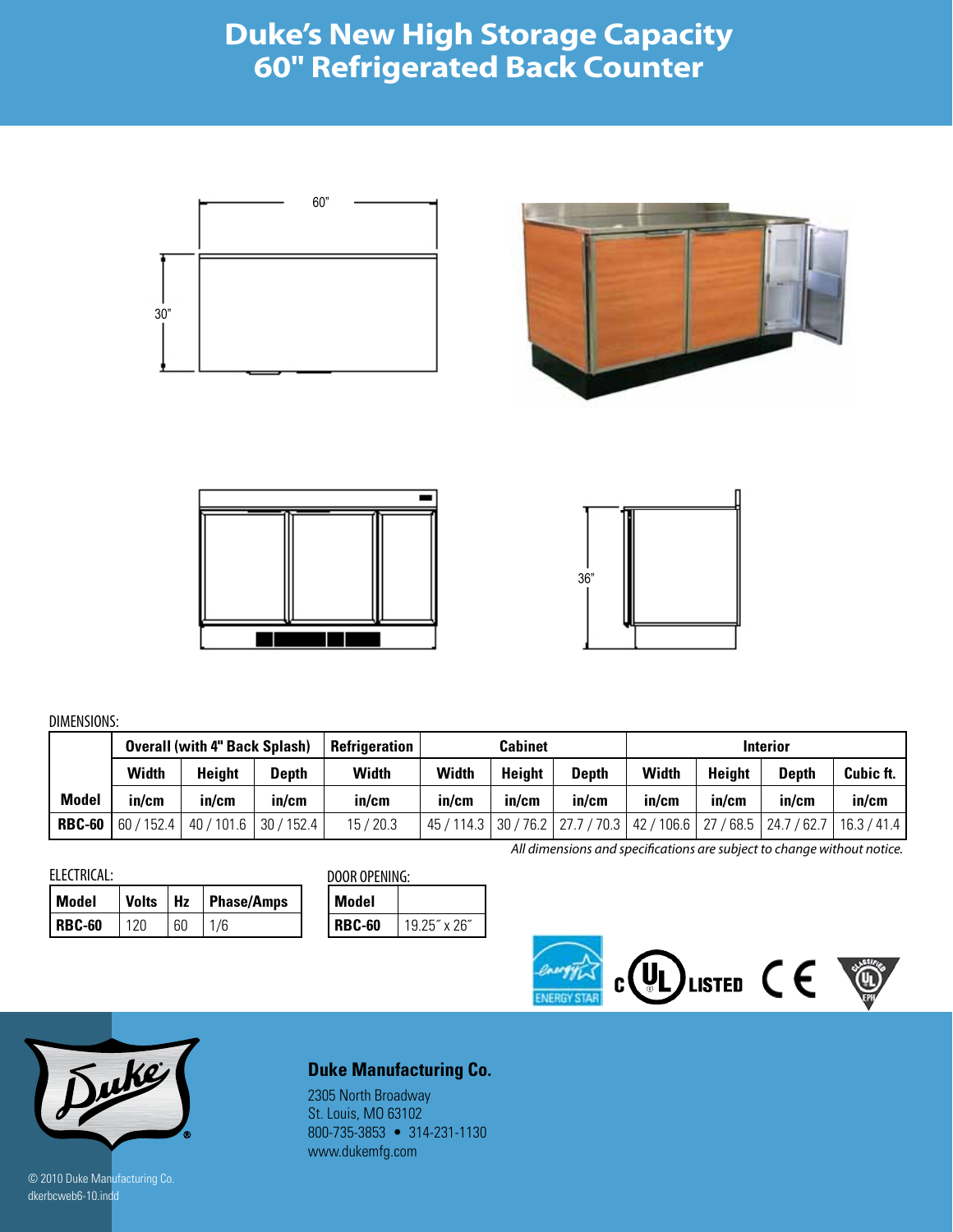# Duke's New High Storage Capacity 60" Refrigerated Back Counter

60"

30"

36"

DIMENSIONS:

| Model | Overall (with 4" Back Splash) | | | Refrigeration | Cabinet | | | Interior | | | |
|---|---|---|---|---|---|---|---|---|---|---|---|
| | Width | Height | Depth | Width | Width | Height | Depth | Width | Height | Depth | Cubic ft. |
| | in/cm | in/cm | in/cm | in/cm | in/cm | in/cm | in/cm | in/cm | in/cm | in/cm | in/cm |
| **RBC-60** | 60 / 152.4 | 40 / 101.6 | 30 / 152.4 | 15 / 20.3 | 45 / 114.3 | 30 / 76.2 | 27.7 / 70.3 | 42 / 106.6 | 27 / 68.5 | 24.7 / 62.7 | 16.3 / 41.4 |

*All dimensions and specifications are subject to change without notice.*

ELECTRICAL:

| Model | Volts | Hz | Phase/Amps |
|---|---|---|---|
| **RBC-60** | 120 | 60 | 1/6 |

DOOR OPENING:

| Model | |
|---|---|
| **RBC-60** | 19.25˝ x 26˝ |

ENERGY STAR

c UL LISTED

CE

**Duke Manufacturing Co.**

2305 North Broadway
St. Louis, MO 63102
800-735-3853 • 314-231-1130
www.dukemfg.com

© 2010 Duke Manufacturing Co.
dkerbcweb6-10.indd